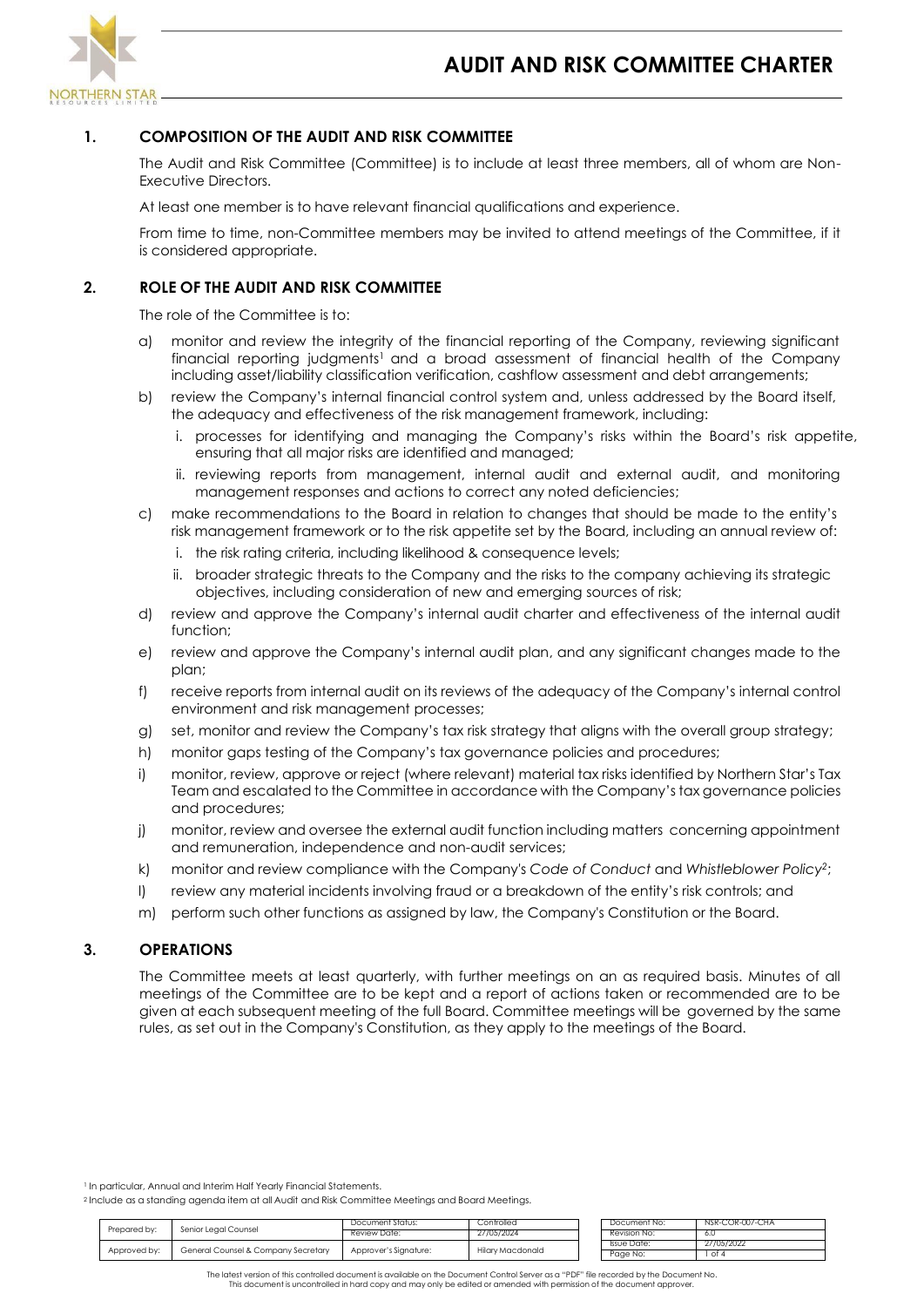# AUDIT AND RISK COMMITTEE CHARTER

## 1. COMPOSITION OF THE AUDIT AND RISK COMMITTEE

The Audit and Risk Committee (Committee) is to include at least three members, all of whom are Non-Executive Directors.

At least one member is to have relevant financial qualifications and experience.

From time to time, non-Committee members may be invited to attend meetings of the Committee, if it is considered appropriate.

## 2. ROLE OF THE AUDIT AND RISK COMMITTEE

The role of the Committee is to:

a) monitor and review the integrity of the financial reporting of the Company, reviewing significant financial reporting judgments[1] and a broad assessment of financial health of the Company including asset/liability classification verification, cashflow assessment and debt arrangements;

b) review the Company's internal financial control system and, unless addressed by the Board itself, the adequacy and effectiveness of the risk management framework, including:
   i. processes for identifying and managing the Company's risks within the Board's risk appetite, ensuring that all major risks are identified and managed;
   ii. reviewing reports from management, internal audit and external audit, and monitoring management responses and actions to correct any noted deficiencies;

c) make recommendations to the Board in relation to changes that should be made to the entity's risk management framework or to the risk appetite set by the Board, including an annual review of:
   i. the risk rating criteria, including likelihood & consequence levels;
   ii. broader strategic threats to the Company and the risks to the company achieving its strategic objectives, including consideration of new and emerging sources of risk;

d) review and approve the Company's internal audit charter and effectiveness of the internal audit function;

e) review and approve the Company's internal audit plan, and any significant changes made to the plan;

f) receive reports from internal audit on its reviews of the adequacy of the Company's internal control environment and risk management processes;

g) set, monitor and review the Company's tax risk strategy that aligns with the overall group strategy;

h) monitor gaps testing of the Company's tax governance policies and procedures;

i) monitor, review, approve or reject (where relevant) material tax risks identified by Northern Star's Tax Team and escalated to the Committee in accordance with the Company's tax governance policies and procedures;

j) monitor, review and oversee the external audit function including matters concerning appointment and remuneration, independence and non-audit services;

k) monitor and review compliance with the Company's *Code of Conduct* and *Whistleblower Policy*[2];

l) review any material incidents involving fraud or a breakdown of the entity's risk controls; and

m) perform such other functions as assigned by law, the Company's Constitution or the Board.

## 3. OPERATIONS

The Committee meets at least quarterly, with further meetings on an as required basis. Minutes of all meetings of the Committee are to be kept and a report of actions taken or recommended are to be given at each subsequent meeting of the full Board. Committee meetings will be governed by the same rules, as set out in the Company's Constitution, as they apply to the meetings of the Board.

[1] In particular, Annual and Interim Half Yearly Financial Statements.

[2] Include as a standing agenda item at all Audit and Risk Committee Meetings and Board Meetings.

| Prepared by: | Senior Legal Counsel | Document Status: | Controlled |
|---|---|---|---|
| | | Review Date: | 27/05/2024 |
| Approved by: | General Counsel & Company Secretary | Approver's Signature: | Hilary Macdonald |

| Document No: | NSR-COR-007-CHA |
|---|---|
| Revision No: | 6.0 |
| Issue Date: | 27/05/2022 |

The latest version of this controlled document is available on the Document Control Server as a "PDF" file recorded by the Document No.
This document is uncontrolled in hard copy and may only be edited or amended with permission of the document approver.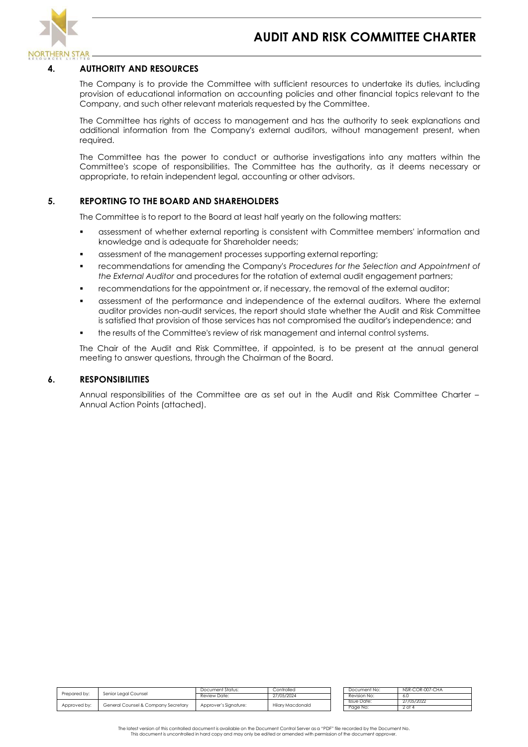## 4. AUTHORITY AND RESOURCES

The Company is to provide the Committee with sufficient resources to undertake its duties, including provision of educational information on accounting policies and other financial topics relevant to the Company, and such other relevant materials requested by the Committee.

The Committee has rights of access to management and has the authority to seek explanations and additional information from the Company's external auditors, without management present, when required.

The Committee has the power to conduct or authorise investigations into any matters within the Committee's scope of responsibilities. The Committee has the authority, as it deems necessary or appropriate, to retain independent legal, accounting or other advisors.

## 5. REPORTING TO THE BOARD AND SHAREHOLDERS

The Committee is to report to the Board at least half yearly on the following matters:

- assessment of whether external reporting is consistent with Committee members' information and knowledge and is adequate for Shareholder needs;
- assessment of the management processes supporting external reporting;
- recommendations for amending the Company's *Procedures for the Selection and Appointment of the External Auditor* and procedures for the rotation of external audit engagement partners;
- recommendations for the appointment or, if necessary, the removal of the external auditor;
- assessment of the performance and independence of the external auditors. Where the external auditor provides non-audit services, the report should state whether the Audit and Risk Committee is satisfied that provision of those services has not compromised the auditor's independence; and
- the results of the Committee's review of risk management and internal control systems.

The Chair of the Audit and Risk Committee, if appointed, is to be present at the annual general meeting to answer questions, through the Chairman of the Board.

## 6. RESPONSIBILITIES

Annual responsibilities of the Committee are as set out in the Audit and Risk Committee Charter – Annual Action Points (attached).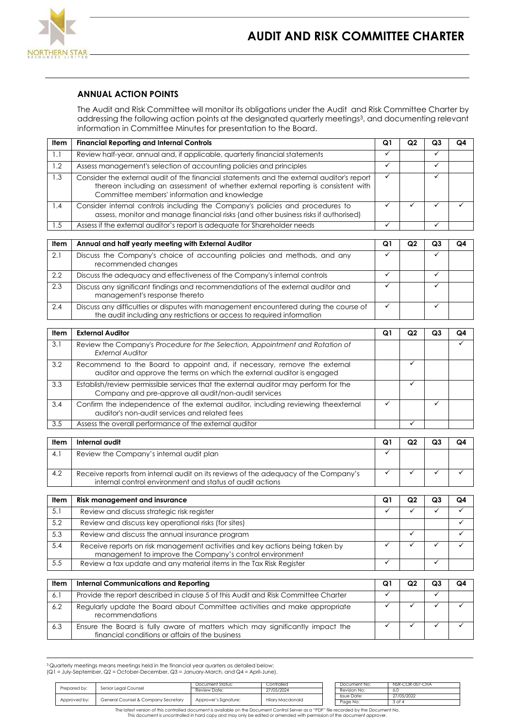### ANNUAL ACTION POINTS

The Audit and Risk Committee will monitor its obligations under the Audit and Risk Committee Charter by addressing the following action points at the designated quarterly meetings[3], and documenting relevant information in Committee Minutes for presentation to the Board.

| Item | Financial Reporting and Internal Controls | Q1 | Q2 | Q3 | Q4 |
|---|---|---|---|---|---|
| 1.1 | Review half-year, annual and, if applicable, quarterly financial statements | ✓ | | ✓ | |
| 1.2 | Assess management's selection of accounting policies and principles | ✓ | | ✓ | |
| 1.3 | Consider the external audit of the financial statements and the external auditor's report thereon including an assessment of whether external reporting is consistent with Committee members' information and knowledge | ✓ | | ✓ | |
| 1.4 | Consider internal controls including the Company's policies and procedures to assess, monitor and manage financial risks (and other business risks if authorised) | ✓ | ✓ | ✓ | ✓ |
| 1.5 | Assess if the external auditor's report is adequate for Shareholder needs | ✓ | | ✓ | |

| Item | Annual and half yearly meeting with External Auditor | Q1 | Q2 | Q3 | Q4 |
|---|---|---|---|---|---|
| 2.1 | Discuss the Company's choice of accounting policies and methods, and any recommended changes | ✓ | | ✓ | |
| 2.2 | Discuss the adequacy and effectiveness of the Company's internal controls | ✓ | | ✓ | |
| 2.3 | Discuss any significant findings and recommendations of the external auditor and management's response thereto | ✓ | | ✓ | |
| 2.4 | Discuss any difficulties or disputes with management encountered during the course of the audit including any restrictions or access to required information | ✓ | | ✓ | |

| Item | External Auditor | Q1 | Q2 | Q3 | Q4 |
|---|---|---|---|---|---|
| 3.1 | Review the Company's *Procedure for the Selection, Appointment and Rotation of External Auditor* | | | | ✓ |
| 3.2 | Recommend to the Board to appoint and, if necessary, remove the external auditor and approve the terms on which the external auditor is engaged | | ✓ | | |
| 3.3 | Establish/review permissible services that the external auditor may perform for the Company and pre-approve all audit/non-audit services | | ✓ | | |
| 3.4 | Confirm the independence of the external auditor, including reviewing theexternal auditor's non-audit services and related fees | ✓ | | ✓ | |
| 3.5 | Assess the overall performance of the external auditor | | ✓ | | |

| Item | Internal audit | Q1 | Q2 | Q3 | Q4 |
|---|---|---|---|---|---|
| 4.1 | Review the Company's internal audit plan | ✓ | | | |
| 4.2 | Receive reports from internal audit on its reviews of the adequacy of the Company's internal control environment and status of audit actions | ✓ | ✓ | ✓ | ✓ |

| Item | Risk management and insurance | Q1 | Q2 | Q3 | Q4 |
|---|---|---|---|---|---|
| 5.1 | Review and discuss strategic risk register | ✓ | ✓ | ✓ | ✓ |
| 5.2 | Review and discuss key operational risks (for sites) | | | | ✓ |
| 5.3 | Review and discuss the annual insurance program | | ✓ | | ✓ |
| 5.4 | Receive reports on risk management activities and key actions being taken by management to improve the Company's control environment | ✓ | ✓ | ✓ | ✓ |
| 5.5 | Review a tax update and any material items in the Tax Risk Register | ✓ | | ✓ | |

| Item | Internal Communications and Reporting | Q1 | Q2 | Q3 | Q4 |
|---|---|---|---|---|---|
| 6.1 | Provide the report described in clause 5 of this Audit and Risk Committee Charter | ✓ | | ✓ | |
| 6.2 | Regularly update the Board about Committee activities and make appropriate recommendations | ✓ | ✓ | ✓ | ✓ |
| 6.3 | Ensure the Board is fully aware of matters which may significantly impact the financial conditions or affairs of the business | ✓ | ✓ | ✓ | ✓ |

[3] Quarterly meetings means meetings held in the financial year quarters as detailed below:
(Q1 = July-September, Q2 = October-December, Q3 = January-March, and Q4 = April-June).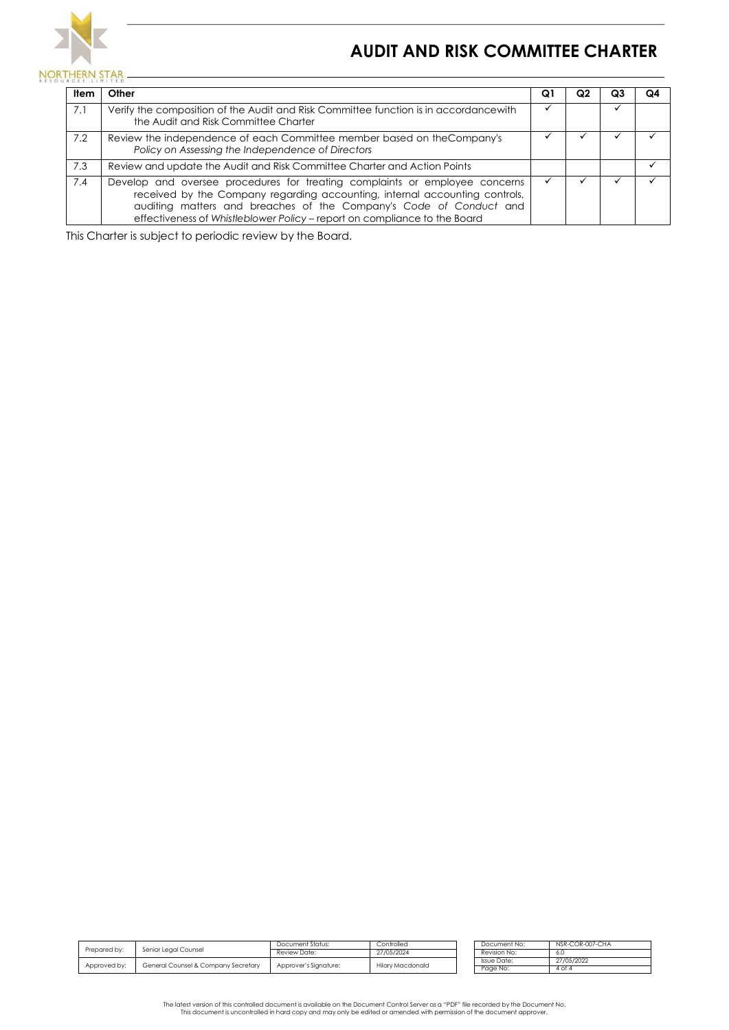| Item | Other | Q1 | Q2 | Q3 | Q4 |
|---|---|---|---|---|---|
| 7.1 | Verify the composition of the Audit and Risk Committee function is in accordancewith the Audit and Risk Committee Charter | ✓ | | ✓ | |
| 7.2 | Review the independence of each Committee member based on theCompany's *Policy on Assessing the Independence of Directors* | ✓ | ✓ | ✓ | ✓ |
| 7.3 | Review and update the Audit and Risk Committee Charter and Action Points | | | | ✓ |
| 7.4 | Develop and oversee procedures for treating complaints or employee concerns received by the Company regarding accounting, internal accounting controls, auditing matters and breaches of the Company's *Code of Conduct* and effectiveness of *Whistleblower Policy* – report on compliance to the Board | ✓ | ✓ | ✓ | ✓ |

This Charter is subject to periodic review by the Board.

| | | | |
|---|---|---|---|
| Prepared by: | Senior Legal Counsel | Document Status: | Controlled |
| | | Review Date: | 27/05/2024 |
| Approved by: | General Counsel & Company Secretary | Approver's Signature: | Hilary Macdonald |

| | |
|---|---|
| Document No: | NSR-COR-007-CHA |
| Revision No: | 6.0 |
| Issue Date: | 27/05/2022 |

The latest version of this controlled document is available on the Document Control Server as a "PDF" file recorded by the Document No.
This document is uncontrolled in hard copy and may only be edited or amended with permission of the document approver.